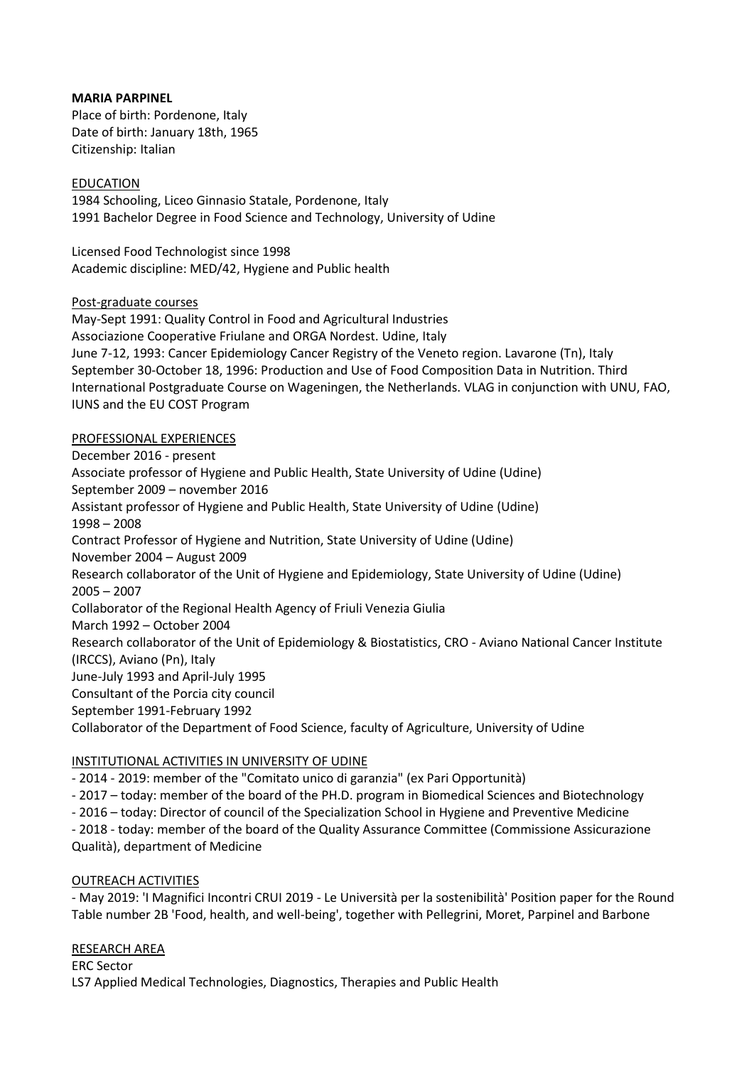**MARIA PARPINEL**

Place of birth: Pordenone, Italy
Date of birth: January 18th, 1965
Citizenship: Italian

## EDUCATION

1984 Schooling, Liceo Ginnasio Statale, Pordenone, Italy
1991 Bachelor Degree in Food Science and Technology, University of Udine

Licensed Food Technologist since 1998
Academic discipline: MED/42, Hygiene and Public health

### Post-graduate courses

May-Sept 1991: Quality Control in Food and Agricultural Industries
Associazione Cooperative Friulane and ORGA Nordest. Udine, Italy
June 7-12, 1993: Cancer Epidemiology Cancer Registry of the Veneto region. Lavarone (Tn), Italy
September 30-October 18, 1996: Production and Use of Food Composition Data in Nutrition. Third International Postgraduate Course on Wageningen, the Netherlands. VLAG in conjunction with UNU, FAO, IUNS and the EU COST Program

## PROFESSIONAL EXPERIENCES

December 2016 - present
Associate professor of Hygiene and Public Health, State University of Udine (Udine)
September 2009 – november 2016
Assistant professor of Hygiene and Public Health, State University of Udine (Udine)
1998 – 2008
Contract Professor of Hygiene and Nutrition, State University of Udine (Udine)
November 2004 – August 2009
Research collaborator of the Unit of Hygiene and Epidemiology, State University of Udine (Udine)
2005 – 2007
Collaborator of the Regional Health Agency of Friuli Venezia Giulia
March 1992 – October 2004
Research collaborator of the Unit of Epidemiology & Biostatistics, CRO - Aviano National Cancer Institute (IRCCS), Aviano (Pn), Italy
June-July 1993 and April-July 1995
Consultant of the Porcia city council
September 1991-February 1992
Collaborator of the Department of Food Science, faculty of Agriculture, University of Udine

## INSTITUTIONAL ACTIVITIES IN UNIVERSITY OF UDINE

- 2014 - 2019: member of the "Comitato unico di garanzia" (ex Pari Opportunità)
- 2017 – today: member of the board of the PH.D. program in Biomedical Sciences and Biotechnology
- 2016 – today: Director of council of the Specialization School in Hygiene and Preventive Medicine
- 2018 - today: member of the board of the Quality Assurance Committee (Commissione Assicurazione Qualità), department of Medicine

## OUTREACH ACTIVITIES

- May 2019: 'I Magnifici Incontri CRUI 2019 - Le Università per la sostenibilità' Position paper for the Round Table number 2B 'Food, health, and well-being', together with Pellegrini, Moret, Parpinel and Barbone

## RESEARCH AREA

ERC Sector
LS7 Applied Medical Technologies, Diagnostics, Therapies and Public Health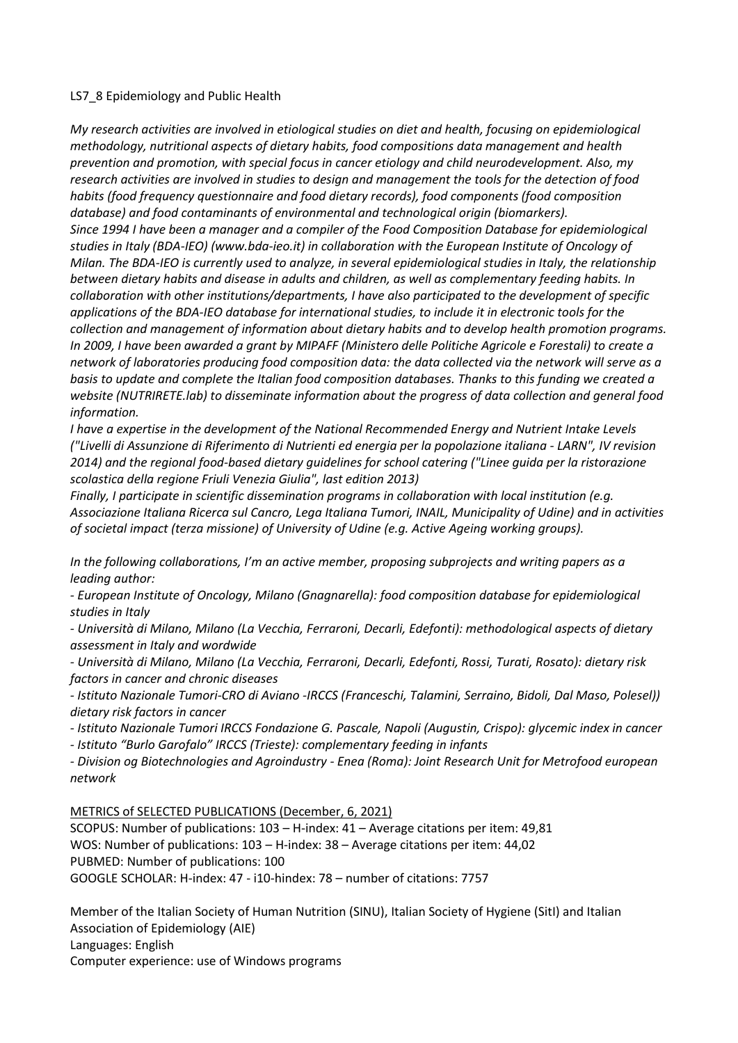LS7_8 Epidemiology and Public Health

*My research activities are involved in etiological studies on diet and health, focusing on epidemiological methodology, nutritional aspects of dietary habits, food compositions data management and health prevention and promotion, with special focus in cancer etiology and child neurodevelopment. Also, my research activities are involved in studies to design and management the tools for the detection of food habits (food frequency questionnaire and food dietary records), food components (food composition database) and food contaminants of environmental and technological origin (biomarkers).*

*Since 1994 I have been a manager and a compiler of the Food Composition Database for epidemiological studies in Italy (BDA-IEO) (www.bda-ieo.it) in collaboration with the European Institute of Oncology of Milan. The BDA-IEO is currently used to analyze, in several epidemiological studies in Italy, the relationship between dietary habits and disease in adults and children, as well as complementary feeding habits. In collaboration with other institutions/departments, I have also participated to the development of specific applications of the BDA-IEO database for international studies, to include it in electronic tools for the collection and management of information about dietary habits and to develop health promotion programs. In 2009, I have been awarded a grant by MIPAFF (Ministero delle Politiche Agricole e Forestali) to create a network of laboratories producing food composition data: the data collected via the network will serve as a basis to update and complete the Italian food composition databases. Thanks to this funding we created a website (NUTRIRETE.lab) to disseminate information about the progress of data collection and general food information.*

*I have a expertise in the development of the National Recommended Energy and Nutrient Intake Levels ("Livelli di Assunzione di Riferimento di Nutrienti ed energia per la popolazione italiana - LARN", IV revision 2014) and the regional food-based dietary guidelines for school catering ("Linee guida per la ristorazione scolastica della regione Friuli Venezia Giulia", last edition 2013)*

*Finally, I participate in scientific dissemination programs in collaboration with local institution (e.g. Associazione Italiana Ricerca sul Cancro, Lega Italiana Tumori, INAIL, Municipality of Udine) and in activities of societal impact (terza missione) of University of Udine (e.g. Active Ageing working groups).*

*In the following collaborations, I'm an active member, proposing subprojects and writing papers as a leading author:*

*- European Institute of Oncology, Milano (Gnagnarella): food composition database for epidemiological studies in Italy*

*- Università di Milano, Milano (La Vecchia, Ferraroni, Decarli, Edefonti): methodological aspects of dietary assessment in Italy and wordwide*

*- Università di Milano, Milano (La Vecchia, Ferraroni, Decarli, Edefonti, Rossi, Turati, Rosato): dietary risk factors in cancer and chronic diseases*

*- Istituto Nazionale Tumori-CRO di Aviano -IRCCS (Franceschi, Talamini, Serraino, Bidoli, Dal Maso, Polesel)) dietary risk factors in cancer*

*- Istituto Nazionale Tumori IRCCS Fondazione G. Pascale, Napoli (Augustin, Crispo): glycemic index in cancer*

*- Istituto "Burlo Garofalo" IRCCS (Trieste): complementary feeding in infants*

*- Division og Biotechnologies and Agroindustry - Enea (Roma): Joint Research Unit for Metrofood european network*

<u>METRICS of SELECTED PUBLICATIONS (December, 6, 2021)</u>

SCOPUS: Number of publications: 103 – H-index: 41 – Average citations per item: 49,81

WOS: Number of publications: 103 – H-index: 38 – Average citations per item: 44,02

PUBMED: Number of publications: 100

GOOGLE SCHOLAR: H-index: 47 - i10-hindex: 78 – number of citations: 7757

Member of the Italian Society of Human Nutrition (SINU), Italian Society of Hygiene (SItI) and Italian Association of Epidemiology (AIE)

Languages: English

Computer experience: use of Windows programs